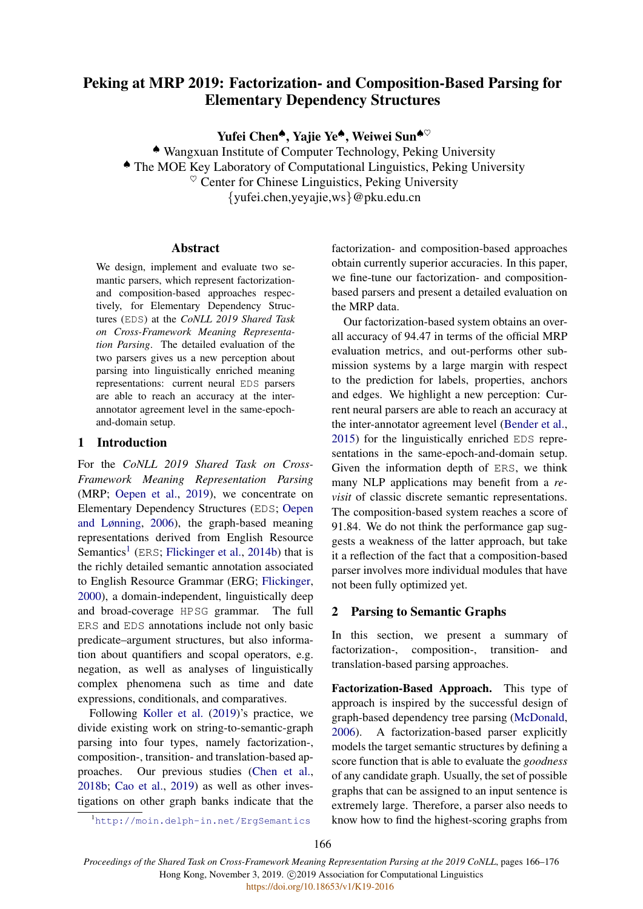# Peking at MRP 2019: Factorization- and Composition-Based Parsing for Elementary Dependency Structures

**Yufei Chen**[♠], **Yajie Ye**[♠], **Weiwei Sun**[♠♡]

[♠] Wangxuan Institute of Computer Technology, Peking University

[♠] The MOE Key Laboratory of Computational Linguistics, Peking University

[♡] Center for Chinese Linguistics, Peking University

{yufei.chen,yeyajie,ws}@pku.edu.cn

## Abstract

We design, implement and evaluate two semantic parsers, which represent factorization- and composition-based approaches respectively, for Elementary Dependency Structures (EDS) at the *CoNLL 2019 Shared Task on Cross-Framework Meaning Representation Parsing*. The detailed evaluation of the two parsers gives us a new perception about parsing into linguistically enriched meaning representations: current neural EDS parsers are able to reach an accuracy at the inter-annotator agreement level in the same-epoch-and-domain setup.

## 1 Introduction

For the *CoNLL 2019 Shared Task on Cross-Framework Meaning Representation Parsing* (MRP; Oepen et al., 2019), we concentrate on Elementary Dependency Structures (EDS; Oepen and Lønning, 2006), the graph-based meaning representations derived from English Resource Semantics[1] (ERS; Flickinger et al., 2014b) that is the richly detailed semantic annotation associated to English Resource Grammar (ERG; Flickinger, 2000), a domain-independent, linguistically deep and broad-coverage HPSG grammar. The full ERS and EDS annotations include not only basic predicate–argument structures, but also information about quantifiers and scopal operators, e.g. negation, as well as analyses of linguistically complex phenomena such as time and date expressions, conditionals, and comparatives.

Following Koller et al. (2019)'s practice, we divide existing work on string-to-semantic-graph parsing into four types, namely factorization-, composition-, transition- and translation-based approaches. Our previous studies (Chen et al., 2018b; Cao et al., 2019) as well as other investigations on other graph banks indicate that the factorization- and composition-based approaches obtain currently superior accuracies. In this paper, we fine-tune our factorization- and composition-based parsers and present a detailed evaluation on the MRP data.

Our factorization-based system obtains an overall accuracy of 94.47 in terms of the official MRP evaluation metrics, and out-performs other submission systems by a large margin with respect to the prediction for labels, properties, anchors and edges. We highlight a new perception: Current neural parsers are able to reach an accuracy at the inter-annotator agreement level (Bender et al., 2015) for the linguistically enriched EDS representations in the same-epoch-and-domain setup. Given the information depth of ERS, we think many NLP applications may benefit from a *revisit* of classic discrete semantic representations. The composition-based system reaches a score of 91.84. We do not think the performance gap suggests a weakness of the latter approach, but take it a reflection of the fact that a composition-based parser involves more individual modules that have not been fully optimized yet.

## 2 Parsing to Semantic Graphs

In this section, we present a summary of factorization-, composition-, transition- and translation-based parsing approaches.

**Factorization-Based Approach.** This type of approach is inspired by the successful design of graph-based dependency tree parsing (McDonald, 2006). A factorization-based parser explicitly models the target semantic structures by defining a score function that is able to evaluate the *goodness* of any candidate graph. Usually, the set of possible graphs that can be assigned to an input sentence is extremely large. Therefore, a parser also needs to know how to find the highest-scoring graphs from

[1] http://moin.delph-in.net/ErgSemantics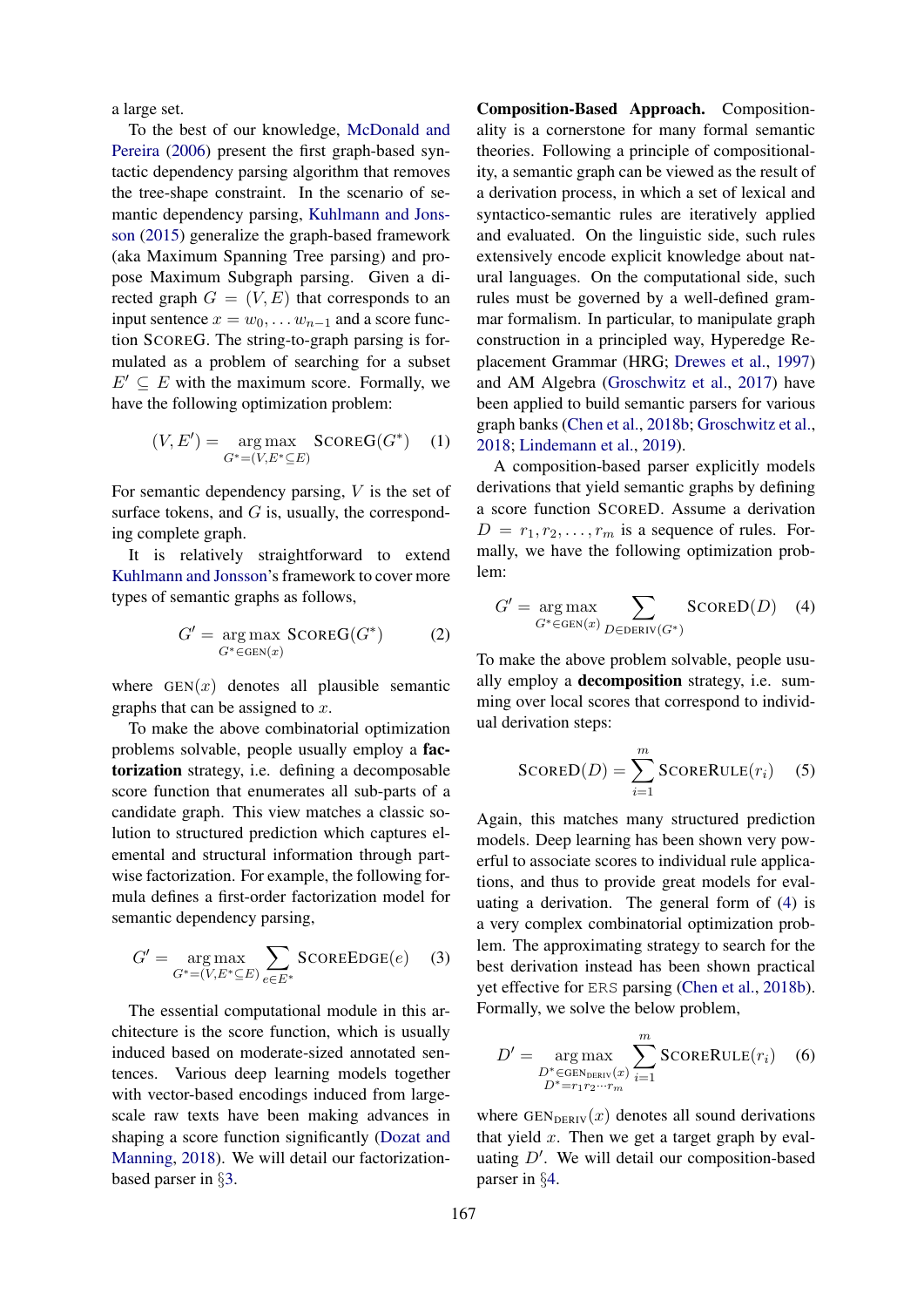a large set.

To the best of our knowledge, McDonald and Pereira (2006) present the first graph-based syntactic dependency parsing algorithm that removes the tree-shape constraint. In the scenario of semantic dependency parsing, Kuhlmann and Jonsson (2015) generalize the graph-based framework (aka Maximum Spanning Tree parsing) and propose Maximum Subgraph parsing. Given a directed graph $G = (V, E)$ that corresponds to an input sentence $x = w_0, \ldots w_{n-1}$ and a score function $\text{SCOREG}$. The string-to-graph parsing is formulated as a problem of searching for a subset $E' \subseteq E$ with the maximum score. Formally, we have the following optimization problem:

$$(V, E') = \underset{G^*=(V,E^*\subseteq E)}{\arg\max} \text{SCOREG}(G^*) \quad (1)$$

For semantic dependency parsing, $V$ is the set of surface tokens, and $G$ is, usually, the corresponding complete graph.

It is relatively straightforward to extend Kuhlmann and Jonsson's framework to cover more types of semantic graphs as follows,

$$G' = \underset{G^*\in\text{GEN}(x)}{\arg\max} \text{SCOREG}(G^*) \quad (2)$$

where $\text{GEN}(x)$ denotes all plausible semantic graphs that can be assigned to $x$.

To make the above combinatorial optimization problems solvable, people usually employ a **factorization** strategy, i.e. defining a decomposable score function that enumerates all sub-parts of a candidate graph. This view matches a classic solution to structured prediction which captures elemental and structural information through partwise factorization. For example, the following formula defines a first-order factorization model for semantic dependency parsing,

$$G' = \underset{G^*=(V,E^*\subseteq E)}{\arg\max} \sum_{e\in E^*} \text{SCOREEDGE}(e) \quad (3)$$

The essential computational module in this architecture is the score function, which is usually induced based on moderate-sized annotated sentences. Various deep learning models together with vector-based encodings induced from large-scale raw texts have been making advances in shaping a score function significantly (Dozat and Manning, 2018). We will detail our factorization-based parser in §3.

**Composition-Based Approach.** Compositionality is a cornerstone for many formal semantic theories. Following a principle of compositionality, a semantic graph can be viewed as the result of a derivation process, in which a set of lexical and syntactico-semantic rules are iteratively applied and evaluated. On the linguistic side, such rules extensively encode explicit knowledge about natural languages. On the computational side, such rules must be governed by a well-defined grammar formalism. In particular, to manipulate graph construction in a principled way, Hyperedge Replacement Grammar (HRG; Drewes et al., 1997) and AM Algebra (Groschwitz et al., 2017) have been applied to build semantic parsers for various graph banks (Chen et al., 2018b; Groschwitz et al., 2018; Lindemann et al., 2019).

A composition-based parser explicitly models derivations that yield semantic graphs by defining a score function $\text{SCORED}$. Assume a derivation $D = r_1, r_2, \ldots, r_m$ is a sequence of rules. Formally, we have the following optimization problem:

$$G' = \underset{G^*\in\text{GEN}(x)}{\arg\max} \sum_{D\in\text{DERIV}(G^*)} \text{SCORED}(D) \quad (4)$$

To make the above problem solvable, people usually employ a **decomposition** strategy, i.e. summing over local scores that correspond to individual derivation steps:

$$\text{SCORED}(D) = \sum_{i=1}^{m} \text{SCORERULE}(r_i) \quad (5)$$

Again, this matches many structured prediction models. Deep learning has been shown very powerful to associate scores to individual rule applications, and thus to provide great models for evaluating a derivation. The general form of (4) is a very complex combinatorial optimization problem. The approximating strategy to search for the best derivation instead has been shown practical yet effective for ERS parsing (Chen et al., 2018b). Formally, we solve the below problem,

$$D' = \underset{\substack{D^*\in\text{GEN}_{\text{DERIV}}(x)\\ D^*=r_1r_2\cdots r_m}}{\arg\max} \sum_{i=1}^{m} \text{SCORERULE}(r_i) \quad (6)$$

where $\text{GEN}_{\text{DERIV}}(x)$ denotes all sound derivations that yield $x$. Then we get a target graph by evaluating $D'$. We will detail our composition-based parser in §4.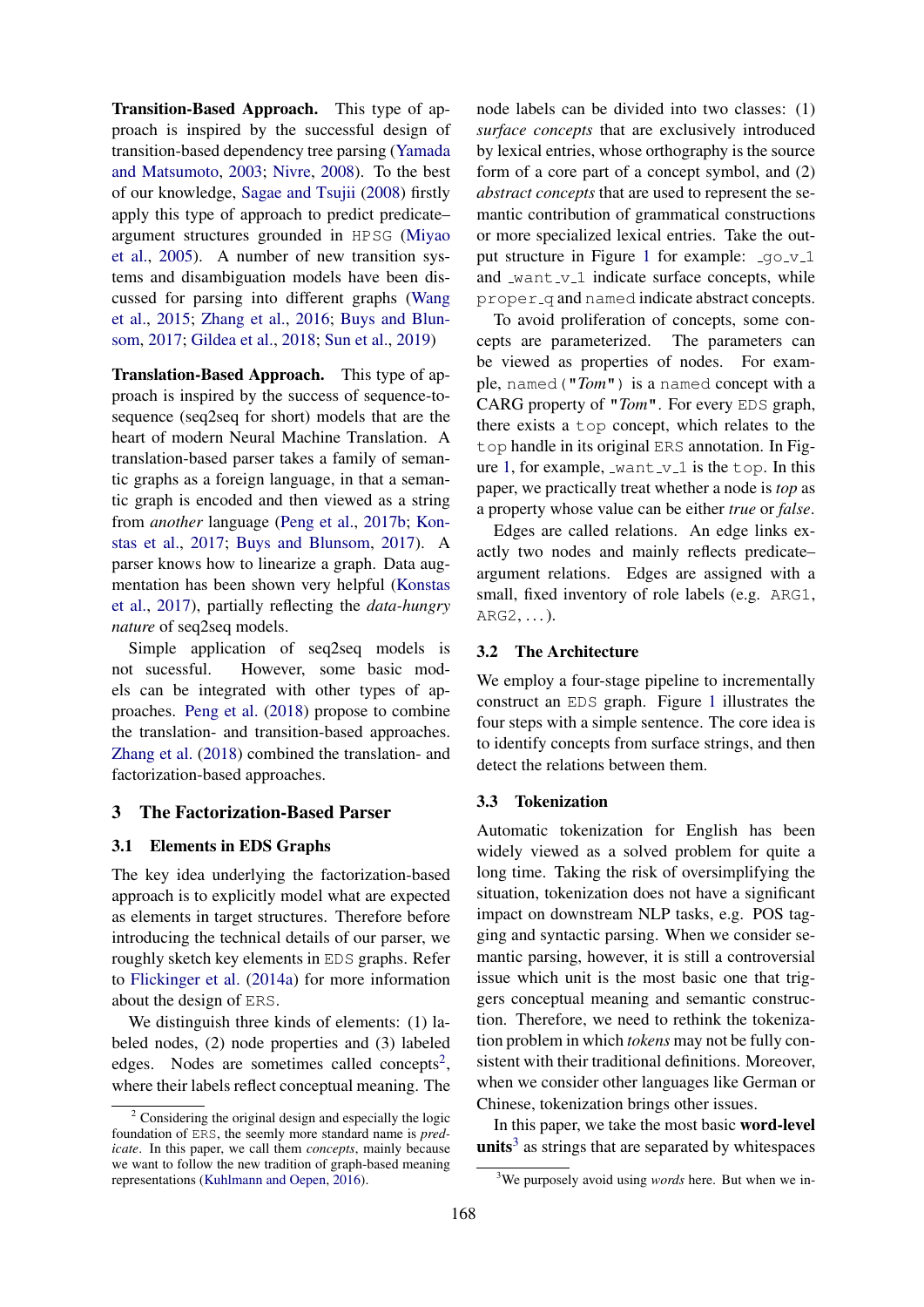**Transition-Based Approach.** This type of approach is inspired by the successful design of transition-based dependency tree parsing (Yamada and Matsumoto, 2003; Nivre, 2008). To the best of our knowledge, Sagae and Tsujii (2008) firstly apply this type of approach to predict predicate–argument structures grounded in HPSG (Miyao et al., 2005). A number of new transition systems and disambiguation models have been discussed for parsing into different graphs (Wang et al., 2015; Zhang et al., 2016; Buys and Blunsom, 2017; Gildea et al., 2018; Sun et al., 2019)

**Translation-Based Approach.** This type of approach is inspired by the success of sequence-to-sequence (seq2seq for short) models that are the heart of modern Neural Machine Translation. A translation-based parser takes a family of semantic graphs as a foreign language, in that a semantic graph is encoded and then viewed as a string from *another* language (Peng et al., 2017b; Konstas et al., 2017; Buys and Blunsom, 2017). A parser knows how to linearize a graph. Data augmentation has been shown very helpful (Konstas et al., 2017), partially reflecting the *data-hungry nature* of seq2seq models.

Simple application of seq2seq models is not sucessful. However, some basic models can be integrated with other types of approaches. Peng et al. (2018) propose to combine the translation- and transition-based approaches. Zhang et al. (2018) combined the translation- and factorization-based approaches.

## 3 The Factorization-Based Parser

### 3.1 Elements in EDS Graphs

The key idea underlying the factorization-based approach is to explicitly model what are expected as elements in target structures. Therefore before introducing the technical details of our parser, we roughly sketch key elements in EDS graphs. Refer to Flickinger et al. (2014a) for more information about the design of ERS.

We distinguish three kinds of elements: (1) labeled nodes, (2) node properties and (3) labeled edges. Nodes are sometimes called concepts[2], where their labels reflect conceptual meaning. The node labels can be divided into two classes: (1) *surface concepts* that are exclusively introduced by lexical entries, whose orthography is the source form of a core part of a concept symbol, and (2) *abstract concepts* that are used to represent the semantic contribution of grammatical constructions or more specialized lexical entries. Take the output structure in Figure 1 for example: _go_v_1 and _want_v_1 indicate surface concepts, while proper_q and named indicate abstract concepts.

To avoid proliferation of concepts, some concepts are parameterized. The parameters can be viewed as properties of nodes. For example, named("*Tom*") is a named concept with a CARG property of "*Tom*". For every EDS graph, there exists a top concept, which relates to the top handle in its original ERS annotation. In Figure 1, for example, _want_v_1 is the top. In this paper, we practically treat whether a node is *top* as a property whose value can be either *true* or *false*.

Edges are called relations. An edge links exactly two nodes and mainly reflects predicate–argument relations. Edges are assigned with a small, fixed inventory of role labels (e.g. ARG1, ARG2, ...).

### 3.2 The Architecture

We employ a four-stage pipeline to incrementally construct an EDS graph. Figure 1 illustrates the four steps with a simple sentence. The core idea is to identify concepts from surface strings, and then detect the relations between them.

### 3.3 Tokenization

Automatic tokenization for English has been widely viewed as a solved problem for quite a long time. Taking the risk of oversimplifying the situation, tokenization does not have a significant impact on downstream NLP tasks, e.g. POS tagging and syntactic parsing. When we consider semantic parsing, however, it is still a controversial issue which unit is the most basic one that triggers conceptual meaning and semantic construction. Therefore, we need to rethink the tokenization problem in which *tokens* may not be fully consistent with their traditional definitions. Moreover, when we consider other languages like German or Chinese, tokenization brings other issues.

In this paper, we take the most basic **word-level units**[3] as strings that are separated by whitespaces

---

[2] Considering the original design and especially the logic foundation of ERS, the seemly more standard name is *predicate*. In this paper, we call them *concepts*, mainly because we want to follow the new tradition of graph-based meaning representations (Kuhlmann and Oepen, 2016).

[3] We purposely avoid using *words* here. But when we in-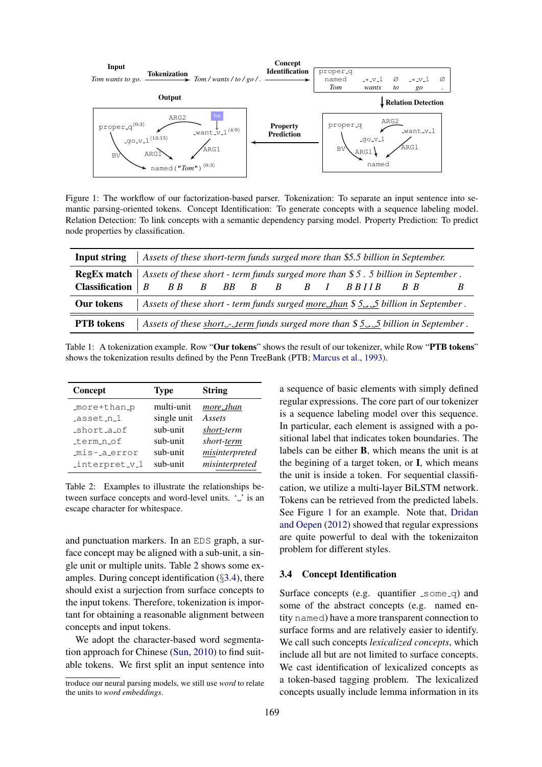Figure 1: The workflow of our factorization-based parser. Tokenization: To separate an input sentence into semantic parsing-oriented tokens. Concept Identification: To generate concepts with a sequence labeling model. Relation Detection: To link concepts with a semantic dependency parsing model. Property Prediction: To predict node properties by classification.

| **Input string** | *Assets of these short-term funds surged more than $5.5 billion in September.* |
|---|---|
| **RegEx match** | *Assets of these short - term funds surged more than $ 5 . 5 billion in September .* |
| **Classification** | B B B B BB B B B I B B I I B B B B |
| **Our tokens** | *Assets of these short - term funds surged more␣than $ 5␣.␣5 billion in September .* |
| **PTB tokens** | *Assets of these short␣-␣term funds surged more than $ 5␣.␣5 billion in September .* |

Table 1: A tokenization example. Row "**Our tokens**" shows the result of our tokenizer, while Row "**PTB tokens**" shows the tokenization results defined by the Penn TreeBank (PTB; Marcus et al., 1993).

| **Concept** | **Type** | **String** |
|---|---|---|
| _more+than_p | multi-unit | *more␣than* |
| _asset_n_1 | single unit | *Assets* |
| _short_a_of | sub-unit | *short-term* |
| _term_n_of | sub-unit | *short-term* |
| _mis-_a_error | sub-unit | *misinterpreted* |
| _interpret_v_1 | sub-unit | *misinterpreted* |

Table 2: Examples to illustrate the relationships between surface concepts and word-level units. '␣' is an escape character for whitespace.

and punctuation markers. In an EDS graph, a surface concept may be aligned with a sub-unit, a single unit or multiple units. Table 2 shows some examples. During concept identification (§3.4), there should exist a surjection from surface concepts to the input tokens. Therefore, tokenization is important for obtaining a reasonable alignment between concepts and input tokens.

We adopt the character-based word segmentation approach for Chinese (Sun, 2010) to find suitable tokens. We first split an input sentence into a sequence of basic elements with simply defined regular expressions. The core part of our tokenizer is a sequence labeling model over this sequence. In particular, each element is assigned with a positional label that indicates token boundaries. The labels can be either **B**, which means the unit is at the begining of a target token, or **I**, which means the unit is inside a token. For sequential classification, we utilize a multi-layer BiLSTM network. Tokens can be retrieved from the predicted labels. See Figure 1 for an example. Note that, Dridan and Oepen (2012) showed that regular expressions are quite powerful to deal with the tokenizaiton problem for different styles.

### 3.4 Concept Identification

Surface concepts (e.g. quantifier _some_q) and some of the abstract concepts (e.g. named entity named) have a more transparent connection to surface forms and are relatively easier to identify. We call such concepts *lexicalized concepts*, which include all but are not limited to surface concepts. We cast identification of lexicalized concepts as a token-based tagging problem. The lexicalized concepts usually include lemma information in its

troduce our neural parsing models, we still use *word* to relate the units to *word embeddings*.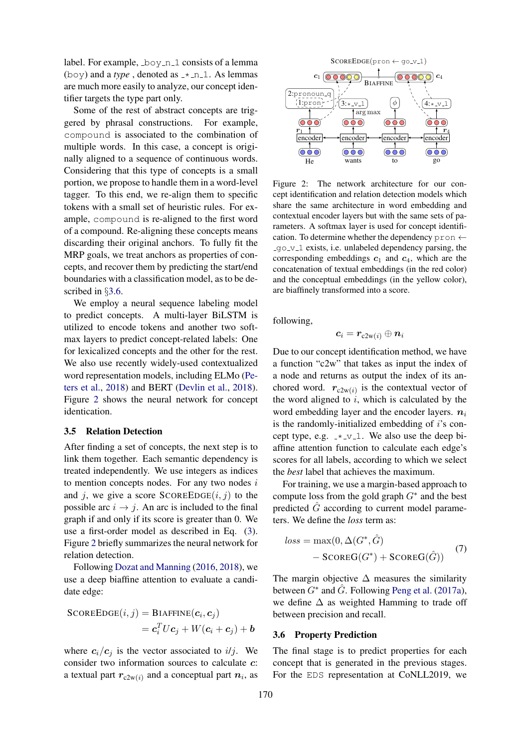label. For example, `_boy_n_1` consists of a lemma (`boy`) and a *type* , denoted as `_*_n_1`. As lemmas are much more easily to analyze, our concept identifier targets the type part only.

Some of the rest of abstract concepts are triggered by phrasal constructions. For example, `compound` is associated to the combination of multiple words. In this case, a concept is originally aligned to a sequence of continuous words. Considering that this type of concepts is a small portion, we propose to handle them in a word-level tagger. To this end, we re-align them to specific tokens with a small set of heuristic rules. For example, `compound` is re-aligned to the first word of a compound. Re-aligning these concepts means discarding their original anchors. To fully fit the MRP goals, we treat anchors as properties of concepts, and recover them by predicting the start/end boundaries with a classification model, as to be described in §3.6.

We employ a neural sequence labeling model to predict concepts. A multi-layer BiLSTM is utilized to encode tokens and another two softmax layers to predict concept-related labels: One for lexicalized concepts and the other for the rest. We also use recently widely-used contextualized word representation models, including ELMo (Peters et al., 2018) and BERT (Devlin et al., 2018). Figure 2 shows the neural network for concept identication.

### 3.5 Relation Detection

After finding a set of concepts, the next step is to link them together. Each semantic dependency is treated independently. We use integers as indices to mention concepts nodes. For any two nodes $i$ and $j$, we give a score $\text{SCOREEDGE}(i, j)$ to the possible arc $i \rightarrow j$. An arc is included to the final graph if and only if its score is greater than 0. We use a first-order model as described in Eq. (3). Figure 2 briefly summarizes the neural network for relation detection.

Following Dozat and Manning (2016, 2018), we use a deep biaffine attention to evaluate a candidate edge:

$$
\begin{aligned}
\text{SCOREEDGE}(i, j) &= \text{BIAFFINE}(\boldsymbol{c}_i, \boldsymbol{c}_j) \\
&= \boldsymbol{c}_i^T U \boldsymbol{c}_j + W(\boldsymbol{c}_i + \boldsymbol{c}_j) + \boldsymbol{b}
\end{aligned}
$$

where $\boldsymbol{c}_i/\boldsymbol{c}_j$ is the vector associated to $i/j$. We consider two information sources to calculate $\boldsymbol{c}$: a textual part $\boldsymbol{r}_{\text{c2w}(i)}$ and a conceptual part $\boldsymbol{n}_i$, as following,

$$\boldsymbol{c}_i = \boldsymbol{r}_{\text{c2w}(i)} \oplus \boldsymbol{n}_i$$

Figure 2: The network architecture for our concept identification and relation detection models which share the same architecture in word embedding and contextual encoder layers but with the same sets of parameters. A softmax layer is used for concept identification. To determine whether the dependency `pron` ← `_go_v_1` exists, i.e. unlabeled dependency parsing, the corresponding embeddings $\boldsymbol{c}_1$ and $\boldsymbol{c}_4$, which are the concatenation of textual embeddings (in the red color) and the conceptual embeddings (in the yellow color), are biaffinely transformed into a score.

Due to our concept identification method, we have a function "c2w" that takes as input the index of a node and returns as output the index of its anchored word. $\boldsymbol{r}_{\text{c2w}(i)}$ is the contextual vector of the word aligned to $i$, which is calculated by the word embedding layer and the encoder layers. $\boldsymbol{n}_i$ is the randomly-initialized embedding of $i$'s concept type, e.g. `_*_v_1`. We also use the deep biaffine attention function to calculate each edge's scores for all labels, according to which we select the *best* label that achieves the maximum.

For training, we use a margin-based approach to compute loss from the gold graph $G^*$ and the best predicted $\hat{G}$ according to current model parameters. We define the *loss* term as:

$$
\begin{aligned}
loss = \max(0, &\Delta(G^*, \hat{G}) \\
&- \text{SCOREG}(G^*) + \text{SCOREG}(\hat{G}))
\end{aligned}
\tag{7}
$$

The margin objective $\Delta$ measures the similarity between $G^*$ and $\hat{G}$. Following Peng et al. (2017a), we define $\Delta$ as weighted Hamming to trade off between precision and recall.

### 3.6 Property Prediction

The final stage is to predict properties for each concept that is generated in the previous stages. For the `EDS` representation at CoNLL2019, we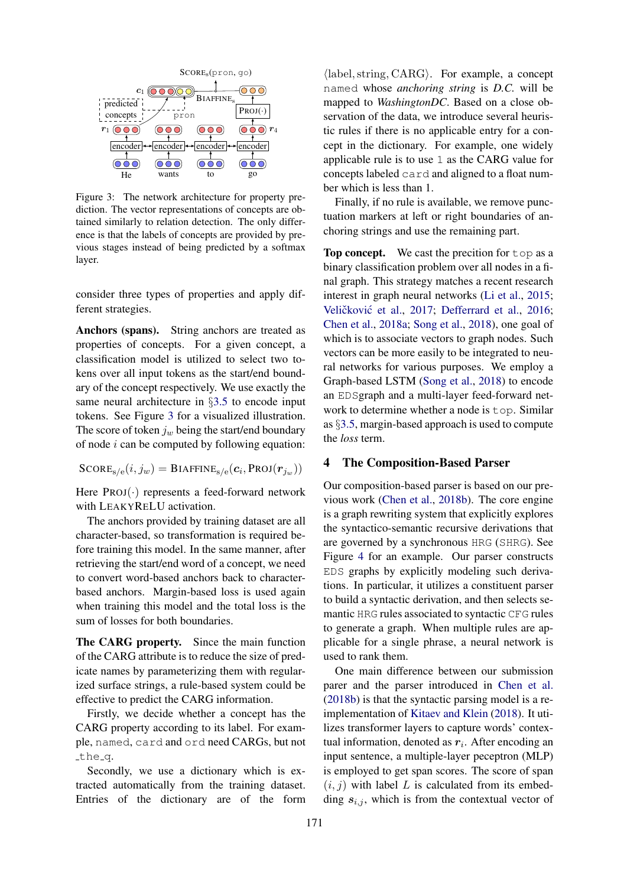Figure 3: The network architecture for property prediction. The vector representations of concepts are obtained similarly to relation detection. The only difference is that the labels of concepts are provided by previous stages instead of being predicted by a softmax layer.

consider three types of properties and apply different strategies.

**Anchors (spans).** String anchors are treated as properties of concepts. For a given concept, a classification model is utilized to select two tokens over all input tokens as the start/end boundary of the concept respectively. We use exactly the same neural architecture in §3.5 to encode input tokens. See Figure 3 for a visualized illustration. The score of token $j_w$ being the start/end boundary of node $i$ can be computed by following equation:

$$\text{SCORE}_{\text{s/e}}(i, j_w) = \text{BIAFFINE}_{\text{s/e}}(\boldsymbol{c}_i, \text{PROJ}(\boldsymbol{r}_{j_w}))$$

Here $\text{PROJ}(\cdot)$ represents a feed-forward network with LEAKYRELU activation.

The anchors provided by training dataset are all character-based, so transformation is required before training this model. In the same manner, after retrieving the start/end word of a concept, we need to convert word-based anchors back to character-based anchors. Margin-based loss is used again when training this model and the total loss is the sum of losses for both boundaries.

**The CARG property.** Since the main function of the CARG attribute is to reduce the size of predicate names by parameterizing them with regularized surface strings, a rule-based system could be effective to predict the CARG information.

Firstly, we decide whether a concept has the CARG property according to its label. For example, named, card and ord need CARGs, but not _the_q.

Secondly, we use a dictionary which is extracted automatically from the training dataset. Entries of the dictionary are of the form ⟨label, string, CARG⟩. For example, a concept named whose *anchoring string* is *D.C.* will be mapped to *WashingtonDC*. Based on a close observation of the data, we introduce several heuristic rules if there is no applicable entry for a concept in the dictionary. For example, one widely applicable rule is to use 1 as the CARG value for concepts labeled card and aligned to a float number which is less than 1.

Finally, if no rule is available, we remove punctuation markers at left or right boundaries of anchoring strings and use the remaining part.

**Top concept.** We cast the precition for top as a binary classification problem over all nodes in a final graph. This strategy matches a recent research interest in graph neural networks (Li et al., 2015; Veličković et al., 2017; Defferrard et al., 2016; Chen et al., 2018a; Song et al., 2018), one goal of which is to associate vectors to graph nodes. Such vectors can be more easily to be integrated to neural networks for various purposes. We employ a Graph-based LSTM (Song et al., 2018) to encode an EDSgraph and a multi-layer feed-forward network to determine whether a node is top. Similar as §3.5, margin-based approach is used to compute the *loss* term.

## 4 The Composition-Based Parser

Our composition-based parser is based on our previous work (Chen et al., 2018b). The core engine is a graph rewriting system that explicitly explores the syntactico-semantic recursive derivations that are governed by a synchronous HRG (SHRG). See Figure 4 for an example. Our parser constructs EDS graphs by explicitly modeling such derivations. In particular, it utilizes a constituent parser to build a syntactic derivation, and then selects semantic HRG rules associated to syntactic CFG rules to generate a graph. When multiple rules are applicable for a single phrase, a neural network is used to rank them.

One main difference between our submission parer and the parser introduced in Chen et al. (2018b) is that the syntactic parsing model is a reimplementation of Kitaev and Klein (2018). It utilizes transformer layers to capture words' contextual information, denoted as $\boldsymbol{r}_i$. After encoding an input sentence, a multiple-layer peceptron (MLP) is employed to get span scores. The score of span $(i, j)$ with label $L$ is calculated from its embedding $\boldsymbol{s}_{i,j}$, which is from the contextual vector of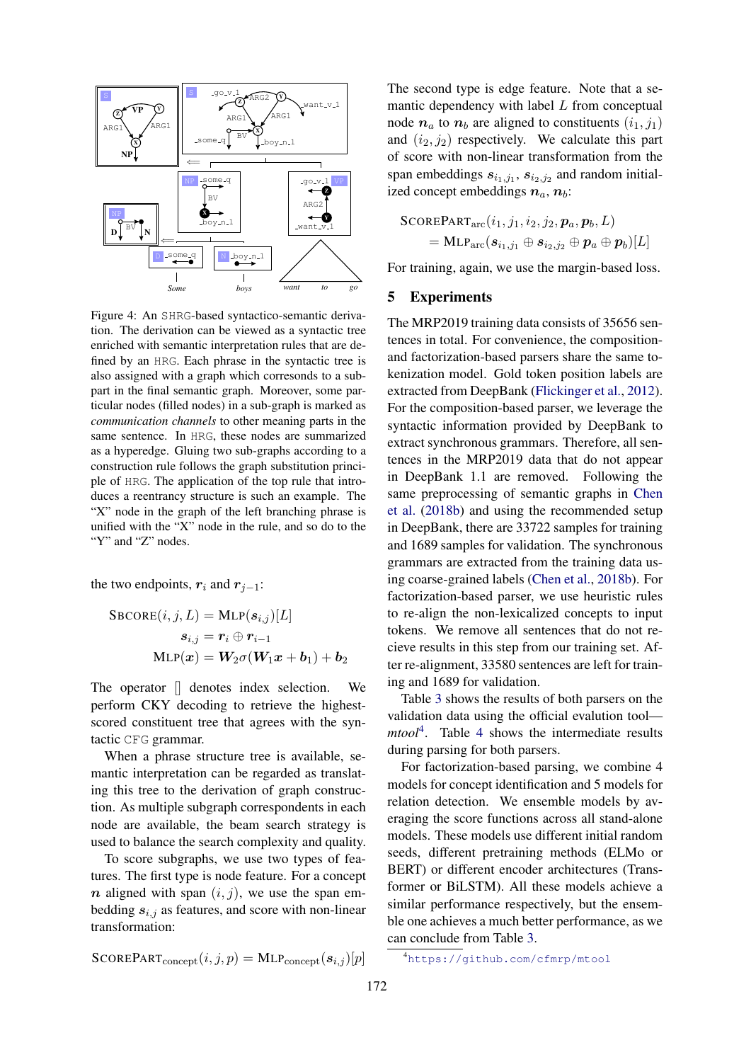Figure 4: An SHRG-based syntactico-semantic derivation. The derivation can be viewed as a syntactic tree enriched with semantic interpretation rules that are defined by an HRG. Each phrase in the syntactic tree is also assigned with a graph which corresonds to a subpart in the final semantic graph. Moreover, some particular nodes (filled nodes) in a sub-graph is marked as *communication channels* to other meaning parts in the same sentence. In HRG, these nodes are summarized as a hyperedge. Gluing two sub-graphs according to a construction rule follows the graph substitution principle of HRG. The application of the top rule that introduces a reentrancy structure is such an example. The "X" node in the graph of the left branching phrase is unified with the "X" node in the rule, and so do to the "Y" and "Z" nodes.

the two endpoints, $\boldsymbol{r}_i$ and $\boldsymbol{r}_{j-1}$:

$$\text{SBCORE}(i, j, L) = \text{MLP}(\boldsymbol{s}_{i,j})[L]$$
$$\boldsymbol{s}_{i,j} = \boldsymbol{r}_i \oplus \boldsymbol{r}_{i-1}$$
$$\text{MLP}(\boldsymbol{x}) = \boldsymbol{W}_2\sigma(\boldsymbol{W}_1\boldsymbol{x} + \boldsymbol{b}_1) + \boldsymbol{b}_2$$

The operator [] denotes index selection. We perform CKY decoding to retrieve the highest-scored constituent tree that agrees with the syntactic CFG grammar.

When a phrase structure tree is available, semantic interpretation can be regarded as translating this tree to the derivation of graph construction. As multiple subgraph correspondents in each node are available, the beam search strategy is used to balance the search complexity and quality.

To score subgraphs, we use two types of features. The first type is node feature. For a concept $\boldsymbol{n}$ aligned with span $(i, j)$, we use the span embedding $\boldsymbol{s}_{i,j}$ as features, and score with non-linear transformation:

$$\text{SCOREPART}_{\text{concept}}(i, j, p) = \text{MLP}_{\text{concept}}(\boldsymbol{s}_{i,j})[p]$$

The second type is edge feature. Note that a semantic dependency with label $L$ from conceptual node $\boldsymbol{n}_a$ to $\boldsymbol{n}_b$ are aligned to constituents $(i_1, j_1)$ and $(i_2, j_2)$ respectively. We calculate this part of score with non-linear transformation from the span embeddings $\boldsymbol{s}_{i_1,j_1}$, $\boldsymbol{s}_{i_2,j_2}$ and random initialized concept embeddings $\boldsymbol{n}_a$, $\boldsymbol{n}_b$:

$$\text{SCOREPART}_{\text{arc}}(i_1, j_1, i_2, j_2, \boldsymbol{p}_a, \boldsymbol{p}_b, L)$$
$$= \text{MLP}_{\text{arc}}(\boldsymbol{s}_{i_1,j_1} \oplus \boldsymbol{s}_{i_2,j_2} \oplus \boldsymbol{p}_a \oplus \boldsymbol{p}_b)[L]$$

For training, again, we use the margin-based loss.

## 5 Experiments

The MRP2019 training data consists of 35656 sentences in total. For convenience, the composition- and factorization-based parsers share the same tokenization model. Gold token position labels are extracted from DeepBank (Flickinger et al., 2012). For the composition-based parser, we leverage the syntactic information provided by DeepBank to extract synchronous grammars. Therefore, all sentences in the MRP2019 data that do not appear in DeepBank 1.1 are removed. Following the same preprocessing of semantic graphs in Chen et al. (2018b) and using the recommended setup in DeepBank, there are 33722 samples for training and 1689 samples for validation. The synchronous grammars are extracted from the training data using coarse-grained labels (Chen et al., 2018b). For factorization-based parser, we use heuristic rules to re-align the non-lexicalized concepts to input tokens. We remove all sentences that do not recieve results in this step from our training set. After re-alignment, 33580 sentences are left for training and 1689 for validation.

Table 3 shows the results of both parsers on the validation data using the official evalution tool—*mtool*[4]. Table 4 shows the intermediate results during parsing for both parsers.

For factorization-based parsing, we combine 4 models for concept identification and 5 models for relation detection. We ensemble models by averaging the score functions across all stand-alone models. These models use different initial random seeds, different pretraining methods (ELMo or BERT) or different encoder architectures (Transformer or BiLSTM). All these models achieve a similar performance respectively, but the ensemble one achieves a much better performance, as we can conclude from Table 3.

[4] https://github.com/cfmrp/mtool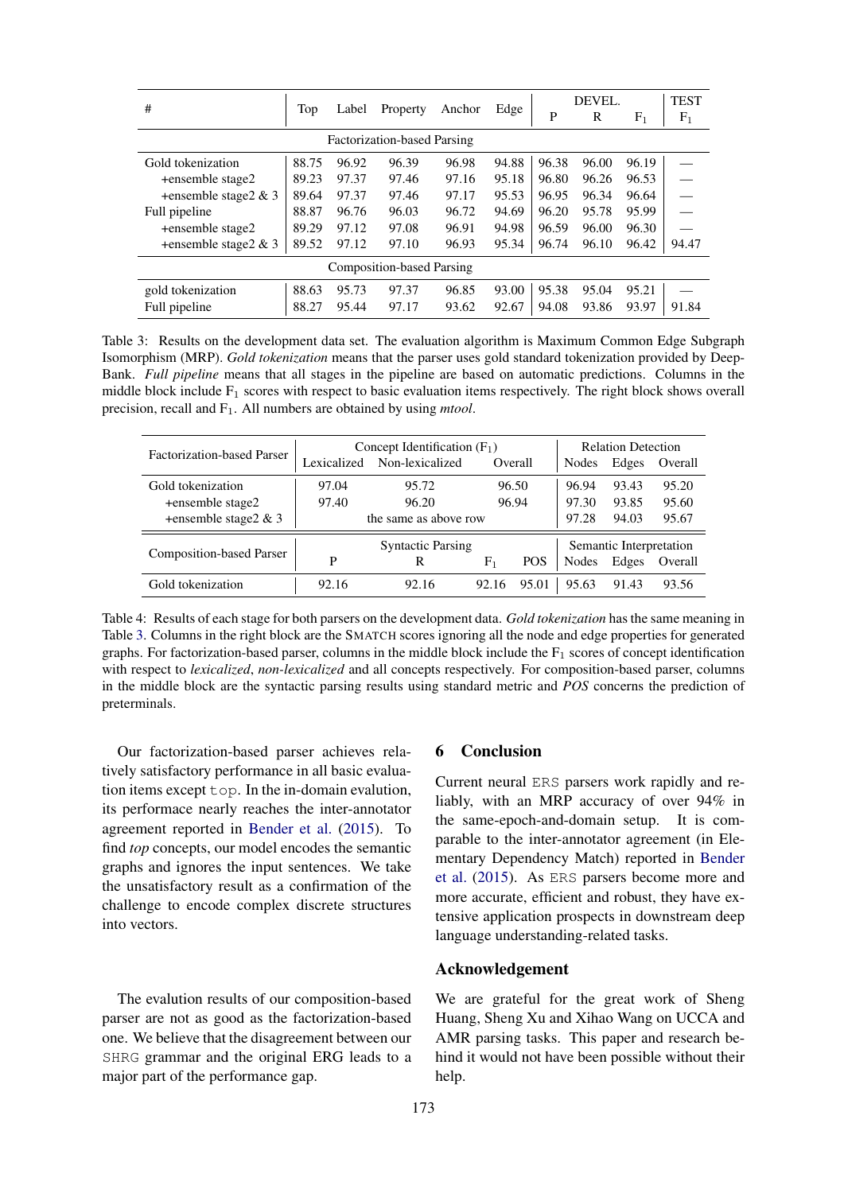| # | Top | Label | Property | Anchor | Edge | DEVEL. P | DEVEL. R | DEVEL. $F_1$ | TEST $F_1$ |
|---|---|---|---|---|---|---|---|---|---|
| **Factorization-based Parsing** | | | | | | | | | |
| Gold tokenization | 88.75 | 96.92 | 96.39 | 96.98 | 94.88 | 96.38 | 96.00 | 96.19 | — |
| +ensemble stage2 | 89.23 | 97.37 | 97.46 | 97.16 | 95.18 | 96.80 | 96.26 | 96.53 | — |
| +ensemble stage2 & 3 | 89.64 | 97.37 | 97.46 | 97.17 | 95.53 | 96.95 | 96.34 | 96.64 | — |
| Full pipeline | 88.87 | 96.76 | 96.03 | 96.72 | 94.69 | 96.20 | 95.78 | 95.99 | — |
| +ensemble stage2 | 89.29 | 97.12 | 97.08 | 96.91 | 94.98 | 96.59 | 96.00 | 96.30 | — |
| +ensemble stage2 & 3 | 89.52 | 97.12 | 97.10 | 96.93 | 95.34 | 96.74 | 96.10 | 96.42 | 94.47 |
| **Composition-based Parsing** | | | | | | | | | |
| gold tokenization | 88.63 | 95.73 | 97.37 | 96.85 | 93.00 | 95.38 | 95.04 | 95.21 | — |
| Full pipeline | 88.27 | 95.44 | 97.17 | 93.62 | 92.67 | 94.08 | 93.86 | 93.97 | 91.84 |

Table 3: Results on the development data set. The evaluation algorithm is Maximum Common Edge Subgraph Isomorphism (MRP). *Gold tokenization* means that the parser uses gold standard tokenization provided by DeepBank. *Full pipeline* means that all stages in the pipeline are based on automatic predictions. Columns in the middle block include $F_1$ scores with respect to basic evaluation items respectively. The right block shows overall precision, recall and $F_1$. All numbers are obtained by using *mtool*.

| Factorization-based Parser | Concept Identification ($F_1$) Lexicalized | Non-lexicalized | Overall | Relation Detection Nodes | Edges | Overall |
|---|---|---|---|---|---|---|
| Gold tokenization | 97.04 | 95.72 | 96.50 | 96.94 | 93.43 | 95.20 |
| +ensemble stage2 | 97.40 | 96.20 | 96.94 | 97.30 | 93.85 | 95.60 |
| +ensemble stage2 & 3 | | the same as above row | | 97.28 | 94.03 | 95.67 |

| Composition-based Parser | Syntactic Parsing P | R | $F_1$ | POS | Semantic Interpretation Nodes | Edges | Overall |
|---|---|---|---|---|---|---|---|
| Gold tokenization | 92.16 | 92.16 | 92.16 | 95.01 | 95.63 | 91.43 | 93.56 |

Table 4: Results of each stage for both parsers on the development data. *Gold tokenization* has the same meaning in Table 3. Columns in the right block are the SMATCH scores ignoring all the node and edge properties for generated graphs. For factorization-based parser, columns in the middle block include the $F_1$ scores of concept identification with respect to *lexicalized*, *non-lexicalized* and all concepts respectively. For composition-based parser, columns in the middle block are the syntactic parsing results using standard metric and *POS* concerns the prediction of preterminals.

Our factorization-based parser achieves relatively satisfactory performance in all basic evaluation items except `top`. In the in-domain evalution, its performace nearly reaches the inter-annotator agreement reported in Bender et al. (2015). To find *top* concepts, our model encodes the semantic graphs and ignores the input sentences. We take the unsatisfactory result as a confirmation of the challenge to encode complex discrete structures into vectors.

The evalution results of our composition-based parser are not as good as the factorization-based one. We believe that the disagreement between our `SHRG` grammar and the original ERG leads to a major part of the performance gap.

## 6 Conclusion

Current neural `ERS` parsers work rapidly and reliably, with an MRP accuracy of over 94% in the same-epoch-and-domain setup. It is comparable to the inter-annotator agreement (in Elementary Dependency Match) reported in Bender et al. (2015). As `ERS` parsers become more and more accurate, efficient and robust, they have extensive application prospects in downstream deep language understanding-related tasks.

## Acknowledgement

We are grateful for the great work of Sheng Huang, Sheng Xu and Xihao Wang on UCCA and AMR parsing tasks. This paper and research behind it would not have been possible without their help.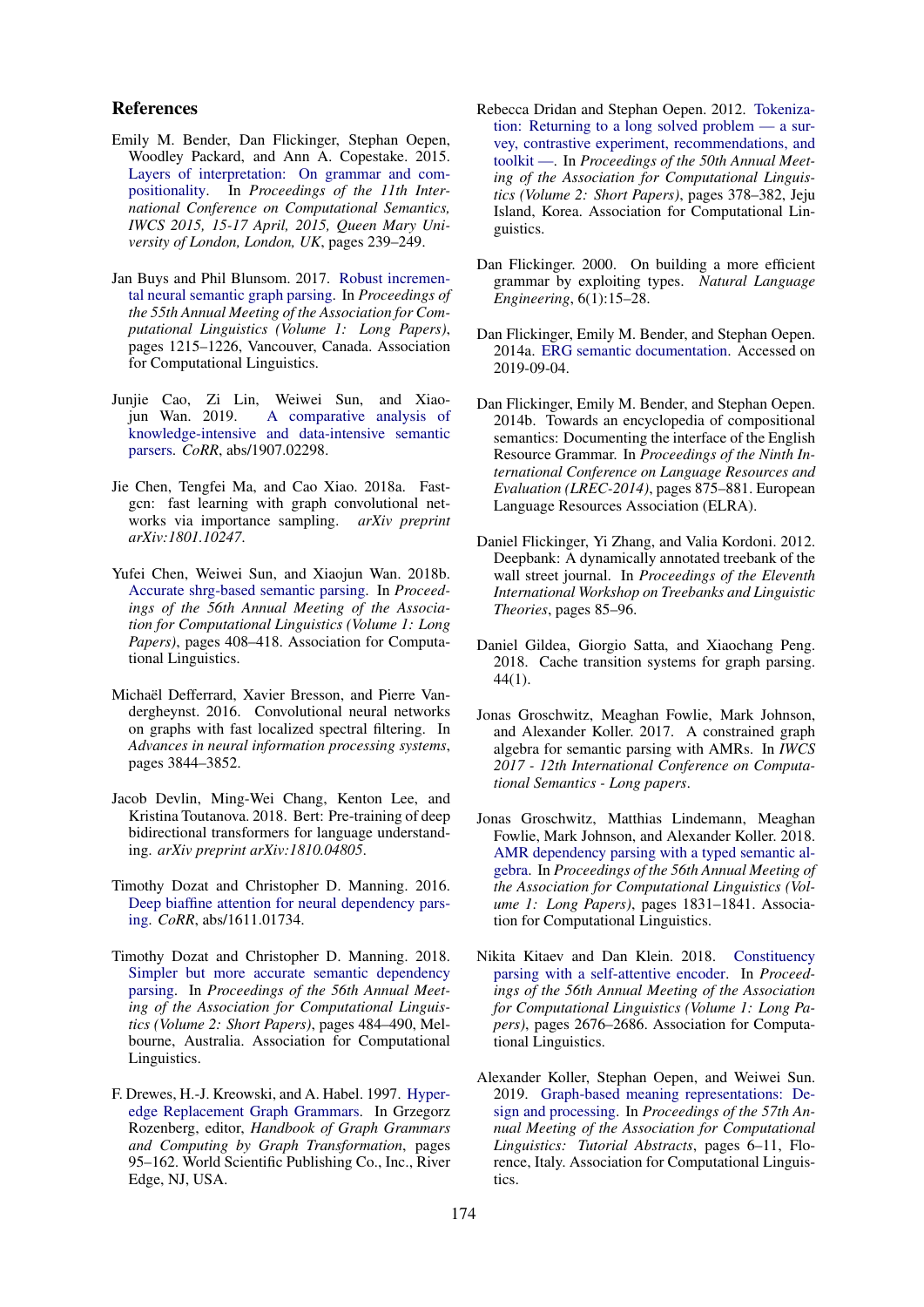## References

Emily M. Bender, Dan Flickinger, Stephan Oepen, Woodley Packard, and Ann A. Copestake. 2015. Layers of interpretation: On grammar and compositionality. In *Proceedings of the 11th International Conference on Computational Semantics, IWCS 2015, 15-17 April, 2015, Queen Mary University of London, London, UK*, pages 239–249.

Jan Buys and Phil Blunsom. 2017. Robust incremental neural semantic graph parsing. In *Proceedings of the 55th Annual Meeting of the Association for Computational Linguistics (Volume 1: Long Papers)*, pages 1215–1226, Vancouver, Canada. Association for Computational Linguistics.

Junjie Cao, Zi Lin, Weiwei Sun, and Xiaojun Wan. 2019. A comparative analysis of knowledge-intensive and data-intensive semantic parsers. *CoRR*, abs/1907.02298.

Jie Chen, Tengfei Ma, and Cao Xiao. 2018a. Fastgcn: fast learning with graph convolutional networks via importance sampling. *arXiv preprint arXiv:1801.10247*.

Yufei Chen, Weiwei Sun, and Xiaojun Wan. 2018b. Accurate shrg-based semantic parsing. In *Proceedings of the 56th Annual Meeting of the Association for Computational Linguistics (Volume 1: Long Papers)*, pages 408–418. Association for Computational Linguistics.

Michaël Defferrard, Xavier Bresson, and Pierre Vandergheynst. 2016. Convolutional neural networks on graphs with fast localized spectral filtering. In *Advances in neural information processing systems*, pages 3844–3852.

Jacob Devlin, Ming-Wei Chang, Kenton Lee, and Kristina Toutanova. 2018. Bert: Pre-training of deep bidirectional transformers for language understanding. *arXiv preprint arXiv:1810.04805*.

Timothy Dozat and Christopher D. Manning. 2016. Deep biaffine attention for neural dependency parsing. *CoRR*, abs/1611.01734.

Timothy Dozat and Christopher D. Manning. 2018. Simpler but more accurate semantic dependency parsing. In *Proceedings of the 56th Annual Meeting of the Association for Computational Linguistics (Volume 2: Short Papers)*, pages 484–490, Melbourne, Australia. Association for Computational Linguistics.

F. Drewes, H.-J. Kreowski, and A. Habel. 1997. Hyperedge Replacement Graph Grammars. In Grzegorz Rozenberg, editor, *Handbook of Graph Grammars and Computing by Graph Transformation*, pages 95–162. World Scientific Publishing Co., Inc., River Edge, NJ, USA.

Rebecca Dridan and Stephan Oepen. 2012. Tokenization: Returning to a long solved problem — a survey, contrastive experiment, recommendations, and toolkit —. In *Proceedings of the 50th Annual Meeting of the Association for Computational Linguistics (Volume 2: Short Papers)*, pages 378–382, Jeju Island, Korea. Association for Computational Linguistics.

Dan Flickinger. 2000. On building a more efficient grammar by exploiting types. *Natural Language Engineering*, 6(1):15–28.

Dan Flickinger, Emily M. Bender, and Stephan Oepen. 2014a. ERG semantic documentation. Accessed on 2019-09-04.

Dan Flickinger, Emily M. Bender, and Stephan Oepen. 2014b. Towards an encyclopedia of compositional semantics: Documenting the interface of the English Resource Grammar. In *Proceedings of the Ninth International Conference on Language Resources and Evaluation (LREC-2014)*, pages 875–881. European Language Resources Association (ELRA).

Daniel Flickinger, Yi Zhang, and Valia Kordoni. 2012. Deepbank: A dynamically annotated treebank of the wall street journal. In *Proceedings of the Eleventh International Workshop on Treebanks and Linguistic Theories*, pages 85–96.

Daniel Gildea, Giorgio Satta, and Xiaochang Peng. 2018. Cache transition systems for graph parsing. 44(1).

Jonas Groschwitz, Meaghan Fowlie, Mark Johnson, and Alexander Koller. 2017. A constrained graph algebra for semantic parsing with AMRs. In *IWCS 2017 - 12th International Conference on Computational Semantics - Long papers*.

Jonas Groschwitz, Matthias Lindemann, Meaghan Fowlie, Mark Johnson, and Alexander Koller. 2018. AMR dependency parsing with a typed semantic algebra. In *Proceedings of the 56th Annual Meeting of the Association for Computational Linguistics (Volume 1: Long Papers)*, pages 1831–1841. Association for Computational Linguistics.

Nikita Kitaev and Dan Klein. 2018. Constituency parsing with a self-attentive encoder. In *Proceedings of the 56th Annual Meeting of the Association for Computational Linguistics (Volume 1: Long Papers)*, pages 2676–2686. Association for Computational Linguistics.

Alexander Koller, Stephan Oepen, and Weiwei Sun. 2019. Graph-based meaning representations: Design and processing. In *Proceedings of the 57th Annual Meeting of the Association for Computational Linguistics: Tutorial Abstracts*, pages 6–11, Florence, Italy. Association for Computational Linguistics.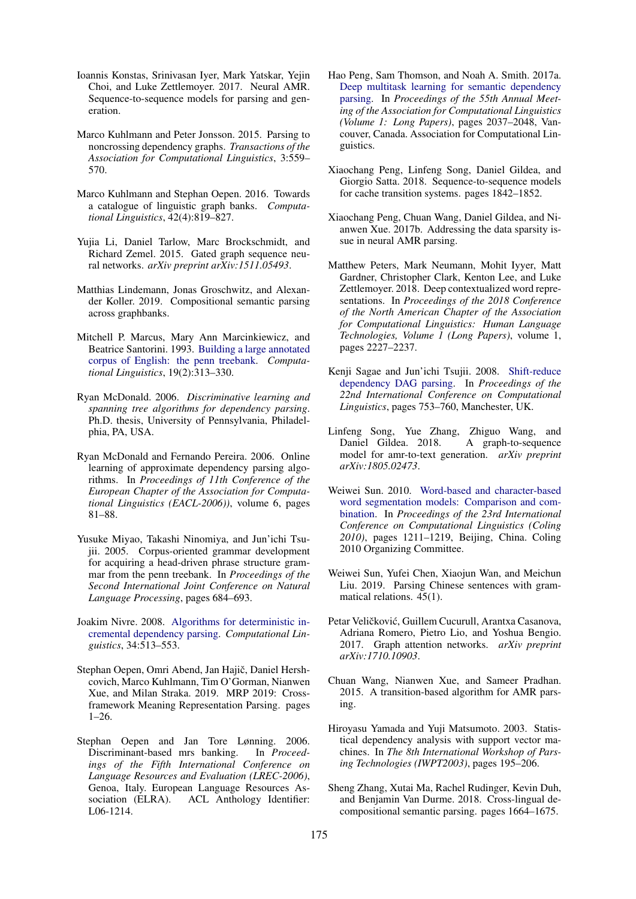Ioannis Konstas, Srinivasan Iyer, Mark Yatskar, Yejin Choi, and Luke Zettlemoyer. 2017. Neural AMR: Sequence-to-sequence models for parsing and generation.

Marco Kuhlmann and Peter Jonsson. 2015. Parsing to noncrossing dependency graphs. *Transactions of the Association for Computational Linguistics*, 3:559–570.

Marco Kuhlmann and Stephan Oepen. 2016. Towards a catalogue of linguistic graph banks. *Computational Linguistics*, 42(4):819–827.

Yujia Li, Daniel Tarlow, Marc Brockschmidt, and Richard Zemel. 2015. Gated graph sequence neural networks. *arXiv preprint arXiv:1511.05493*.

Matthias Lindemann, Jonas Groschwitz, and Alexander Koller. 2019. Compositional semantic parsing across graphbanks.

Mitchell P. Marcus, Mary Ann Marcinkiewicz, and Beatrice Santorini. 1993. Building a large annotated corpus of English: the penn treebank. *Computational Linguistics*, 19(2):313–330.

Ryan McDonald. 2006. *Discriminative learning and spanning tree algorithms for dependency parsing*. Ph.D. thesis, University of Pennsylvania, Philadelphia, PA, USA.

Ryan McDonald and Fernando Pereira. 2006. Online learning of approximate dependency parsing algorithms. In *Proceedings of 11th Conference of the European Chapter of the Association for Computational Linguistics (EACL-2006))*, volume 6, pages 81–88.

Yusuke Miyao, Takashi Ninomiya, and Jun'ichi Tsujii. 2005. Corpus-oriented grammar development for acquiring a head-driven phrase structure grammar from the penn treebank. In *Proceedings of the Second International Joint Conference on Natural Language Processing*, pages 684–693.

Joakim Nivre. 2008. Algorithms for deterministic incremental dependency parsing. *Computational Linguistics*, 34:513–553.

Stephan Oepen, Omri Abend, Jan Hajič, Daniel Hershcovich, Marco Kuhlmann, Tim O'Gorman, Nianwen Xue, and Milan Straka. 2019. MRP 2019: Cross-framework Meaning Representation Parsing. pages 1–26.

Stephan Oepen and Jan Tore Lønning. 2006. Discriminant-based mrs banking. In *Proceedings of the Fifth International Conference on Language Resources and Evaluation (LREC-2006)*, Genoa, Italy. European Language Resources Association (ELRA). ACL Anthology Identifier: L06-1214.

Hao Peng, Sam Thomson, and Noah A. Smith. 2017a. Deep multitask learning for semantic dependency parsing. In *Proceedings of the 55th Annual Meeting of the Association for Computational Linguistics (Volume 1: Long Papers)*, pages 2037–2048, Vancouver, Canada. Association for Computational Linguistics.

Xiaochang Peng, Linfeng Song, Daniel Gildea, and Giorgio Satta. 2018. Sequence-to-sequence models for cache transition systems. pages 1842–1852.

Xiaochang Peng, Chuan Wang, Daniel Gildea, and Nianwen Xue. 2017b. Addressing the data sparsity issue in neural AMR parsing.

Matthew Peters, Mark Neumann, Mohit Iyyer, Matt Gardner, Christopher Clark, Kenton Lee, and Luke Zettlemoyer. 2018. Deep contextualized word representations. In *Proceedings of the 2018 Conference of the North American Chapter of the Association for Computational Linguistics: Human Language Technologies, Volume 1 (Long Papers)*, volume 1, pages 2227–2237.

Kenji Sagae and Jun'ichi Tsujii. 2008. Shift-reduce dependency DAG parsing. In *Proceedings of the 22nd International Conference on Computational Linguistics*, pages 753–760, Manchester, UK.

Linfeng Song, Yue Zhang, Zhiguo Wang, and Daniel Gildea. 2018. A graph-to-sequence model for amr-to-text generation. *arXiv preprint arXiv:1805.02473*.

Weiwei Sun. 2010. Word-based and character-based word segmentation models: Comparison and combination. In *Proceedings of the 23rd International Conference on Computational Linguistics (Coling 2010)*, pages 1211–1219, Beijing, China. Coling 2010 Organizing Committee.

Weiwei Sun, Yufei Chen, Xiaojun Wan, and Meichun Liu. 2019. Parsing Chinese sentences with grammatical relations. 45(1).

Petar Veličković, Guillem Cucurull, Arantxa Casanova, Adriana Romero, Pietro Lio, and Yoshua Bengio. 2017. Graph attention networks. *arXiv preprint arXiv:1710.10903*.

Chuan Wang, Nianwen Xue, and Sameer Pradhan. 2015. A transition-based algorithm for AMR parsing.

Hiroyasu Yamada and Yuji Matsumoto. 2003. Statistical dependency analysis with support vector machines. In *The 8th International Workshop of Parsing Technologies (IWPT2003)*, pages 195–206.

Sheng Zhang, Xutai Ma, Rachel Rudinger, Kevin Duh, and Benjamin Van Durme. 2018. Cross-lingual decompositional semantic parsing. pages 1664–1675.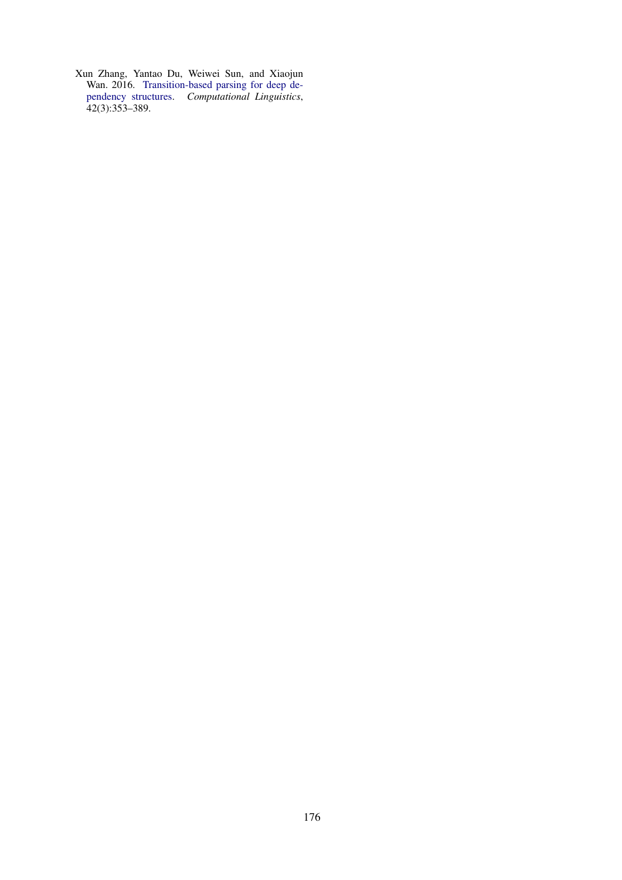Xun Zhang, Yantao Du, Weiwei Sun, and Xiaojun Wan. 2016. Transition-based parsing for deep dependency structures. *Computational Linguistics*, 42(3):353–389.